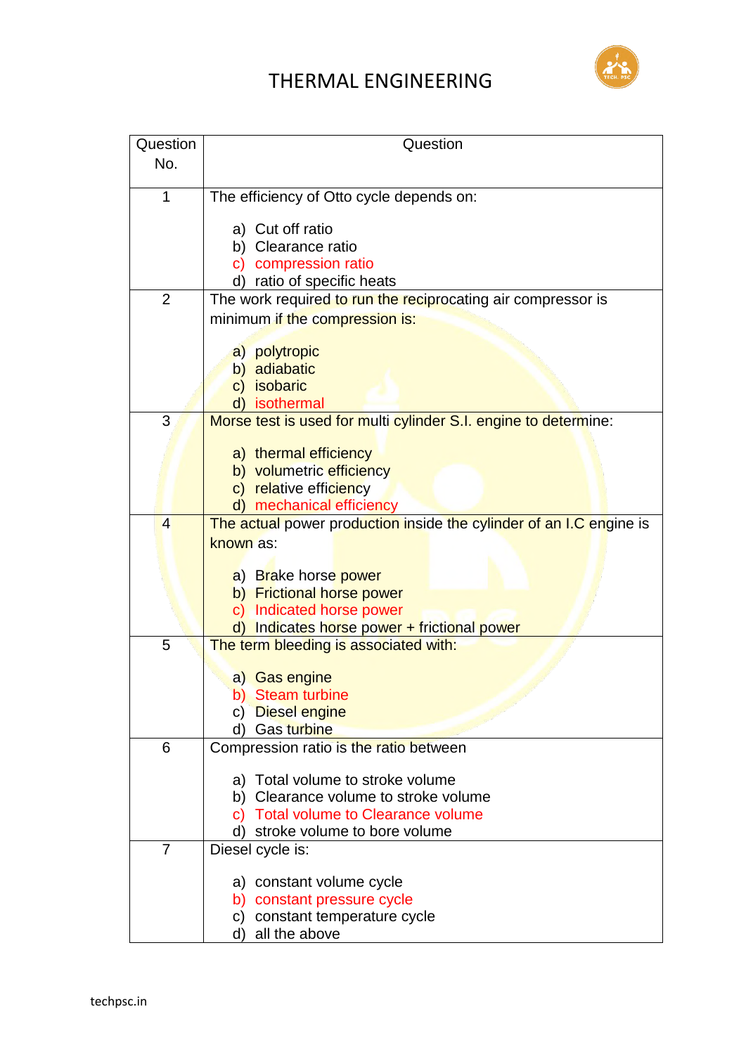# THERMAL ENGINEERING

| Question No. | Question |
|---|---|
| 1 | The efficiency of Otto cycle depends on:<br><br>a) Cut off ratio<br>b) Clearance ratio<br>c) compression ratio<br>d) ratio of specific heats |
| 2 | The work required to run the reciprocating air compressor is minimum if the compression is:<br><br>a) polytropic<br>b) adiabatic<br>c) isobaric<br>d) isothermal |
| 3 | Morse test is used for multi cylinder S.I. engine to determine:<br><br>a) thermal efficiency<br>b) volumetric efficiency<br>c) relative efficiency<br>d) mechanical efficiency |
| 4 | The actual power production inside the cylinder of an I.C engine is known as:<br><br>a) Brake horse power<br>b) Frictional horse power<br>c) Indicated horse power<br>d) Indicates horse power + frictional power |
| 5 | The term bleeding is associated with:<br><br>a) Gas engine<br>b) Steam turbine<br>c) Diesel engine<br>d) Gas turbine |
| 6 | Compression ratio is the ratio between<br><br>a) Total volume to stroke volume<br>b) Clearance volume to stroke volume<br>c) Total volume to Clearance volume<br>d) stroke volume to bore volume |
| 7 | Diesel cycle is:<br><br>a) constant volume cycle<br>b) constant pressure cycle<br>c) constant temperature cycle<br>d) all the above |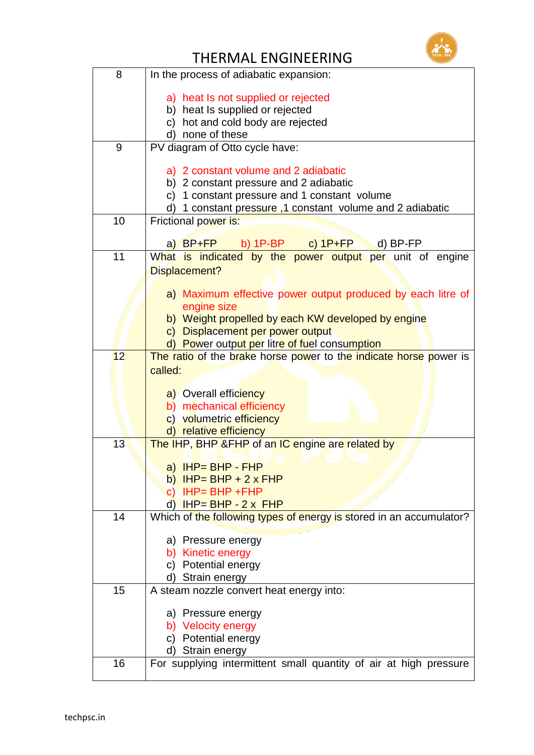# THERMAL ENGINEERING

| | |
|---|---|
| 8 | In the process of adiabatic expansion:<br><br>a) heat Is not supplied or rejected<br>b) heat Is supplied or rejected<br>c) hot and cold body are rejected<br>d) none of these |
| 9 | PV diagram of Otto cycle have:<br><br>a) 2 constant volume and 2 adiabatic<br>b) 2 constant pressure and 2 adiabatic<br>c) 1 constant pressure and 1 constant volume<br>d) 1 constant pressure ,1 constant volume and 2 adiabatic |
| 10 | Frictional power is:<br><br>a) BP+FP b) 1P-BP c) 1P+FP d) BP-FP |
| 11 | What is indicated by the power output per unit of engine Displacement?<br><br>a) Maximum effective power output produced by each litre of engine size<br>b) Weight propelled by each KW developed by engine<br>c) Displacement per power output<br>d) Power output per litre of fuel consumption |
| 12 | The ratio of the brake horse power to the indicate horse power is called:<br><br>a) Overall efficiency<br>b) mechanical efficiency<br>c) volumetric efficiency<br>d) relative efficiency |
| 13 | The IHP, BHP &FHP of an IC engine are related by<br><br>a) IHP= BHP - FHP<br>b) IHP= BHP + 2 x FHP<br>c) IHP= BHP +FHP<br>d) IHP= BHP - 2 x FHP |
| 14 | Which of the following types of energy is stored in an accumulator?<br><br>a) Pressure energy<br>b) Kinetic energy<br>c) Potential energy<br>d) Strain energy |
| 15 | A steam nozzle convert heat energy into:<br><br>a) Pressure energy<br>b) Velocity energy<br>c) Potential energy<br>d) Strain energy |
| 16 | For supplying intermittent small quantity of air at high pressure |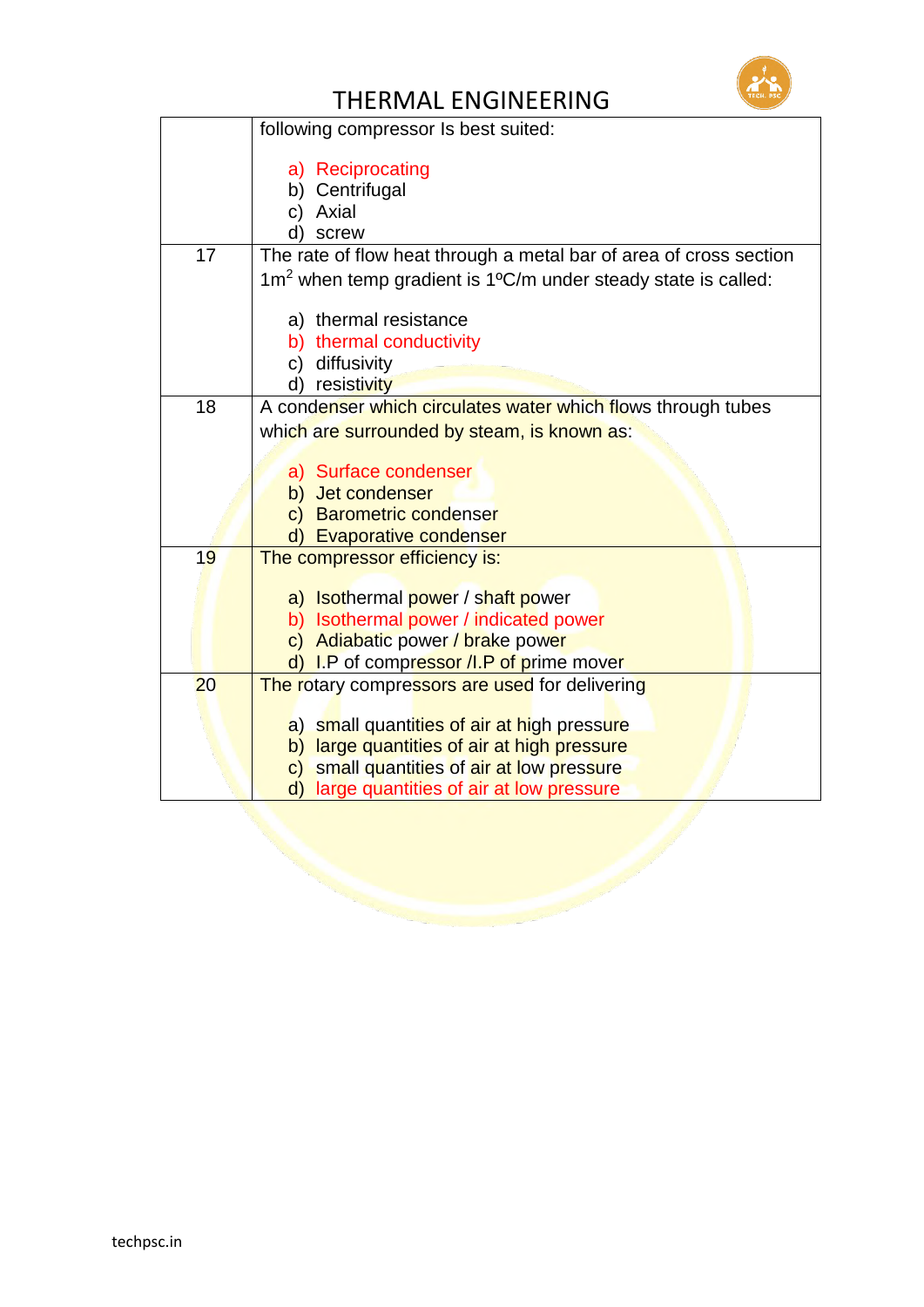# THERMAL ENGINEERING

| | |
|---|---|
| | following compressor Is best suited:<br><br>a) Reciprocating<br>b) Centrifugal<br>c) Axial<br>d) screw |
| 17 | The rate of flow heat through a metal bar of area of cross section $1m^2$ when temp gradient is 1ºC/m under steady state is called:<br><br>a) thermal resistance<br>b) thermal conductivity<br>c) diffusivity<br>d) resistivity |
| 18 | A condenser which circulates water which flows through tubes which are surrounded by steam, is known as:<br><br>a) Surface condenser<br>b) Jet condenser<br>c) Barometric condenser<br>d) Evaporative condenser |
| 19 | The compressor efficiency is:<br><br>a) Isothermal power / shaft power<br>b) Isothermal power / indicated power<br>c) Adiabatic power / brake power<br>d) I.P of compressor /I.P of prime mover |
| 20 | The rotary compressors are used for delivering<br><br>a) small quantities of air at high pressure<br>b) large quantities of air at high pressure<br>c) small quantities of air at low pressure<br>d) large quantities of air at low pressure |